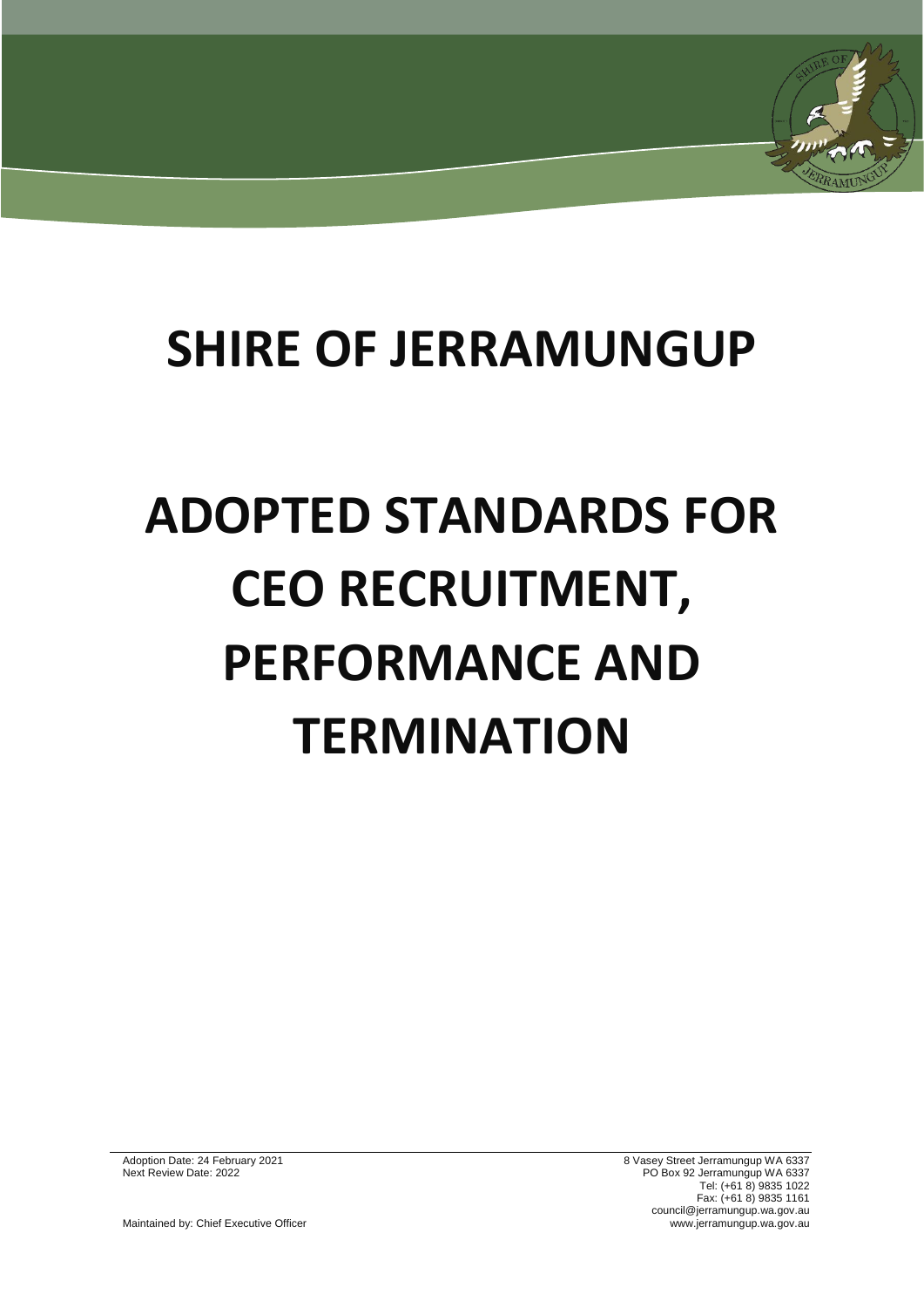# SHIRE OF JERRAMUNGUP

# ADOPTED STANDARDS FOR CEO RECRUITMENT, PERFORMANCE AND TERMINATION

Adoption Date: 24 February 2021
Next Review Date: 2022

Maintained by: Chief Executive Officer

8 Vasey Street Jerramungup WA 6337
PO Box 92 Jerramungup WA 6337
Tel: (+61 8) 9835 1022
Fax: (+61 8) 9835 1161
council@jerramungup.wa.gov.au
www.jerramungup.wa.gov.au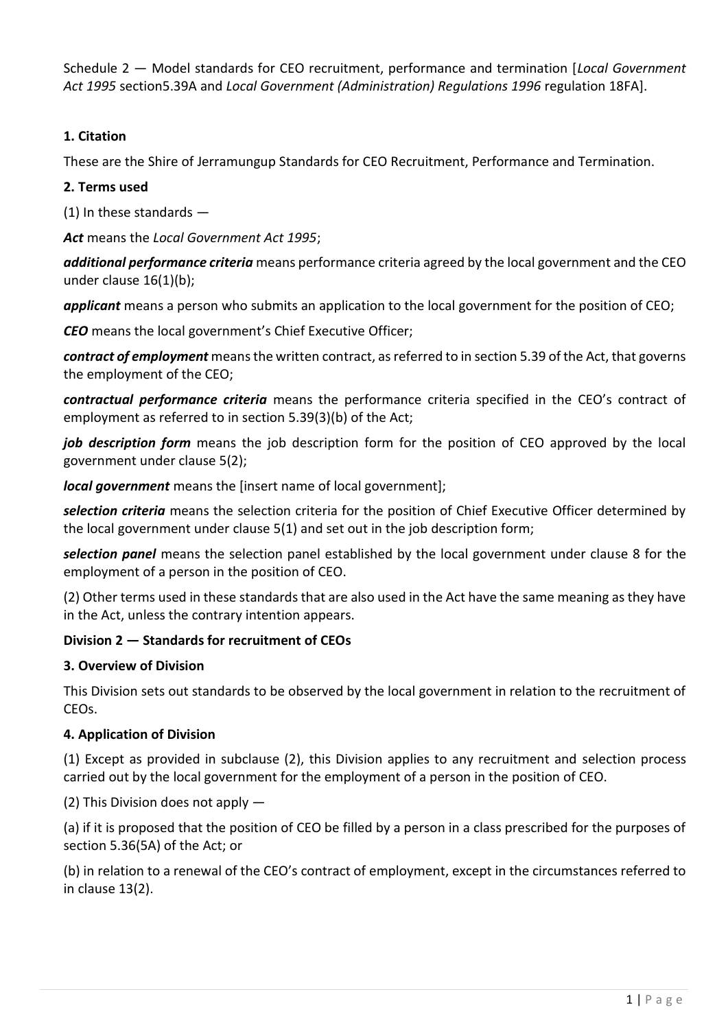Schedule 2 — Model standards for CEO recruitment, performance and termination [*Local Government Act 1995* section5.39A and *Local Government (Administration) Regulations 1996* regulation 18FA].

**1. Citation**

These are the Shire of Jerramungup Standards for CEO Recruitment, Performance and Termination.

**2. Terms used**

(1) In these standards —

***Act*** means the *Local Government Act 1995*;

***additional performance criteria*** means performance criteria agreed by the local government and the CEO under clause 16(1)(b);

***applicant*** means a person who submits an application to the local government for the position of CEO;

***CEO*** means the local government's Chief Executive Officer;

***contract of employment*** means the written contract, as referred to in section 5.39 of the Act, that governs the employment of the CEO;

***contractual performance criteria*** means the performance criteria specified in the CEO's contract of employment as referred to in section 5.39(3)(b) of the Act;

***job description form*** means the job description form for the position of CEO approved by the local government under clause 5(2);

***local government*** means the [insert name of local government];

***selection criteria*** means the selection criteria for the position of Chief Executive Officer determined by the local government under clause 5(1) and set out in the job description form;

***selection panel*** means the selection panel established by the local government under clause 8 for the employment of a person in the position of CEO.

(2) Other terms used in these standards that are also used in the Act have the same meaning as they have in the Act, unless the contrary intention appears.

**Division 2 — Standards for recruitment of CEOs**

**3. Overview of Division**

This Division sets out standards to be observed by the local government in relation to the recruitment of CEOs.

**4. Application of Division**

(1) Except as provided in subclause (2), this Division applies to any recruitment and selection process carried out by the local government for the employment of a person in the position of CEO.

(2) This Division does not apply —

(a) if it is proposed that the position of CEO be filled by a person in a class prescribed for the purposes of section 5.36(5A) of the Act; or

(b) in relation to a renewal of the CEO's contract of employment, except in the circumstances referred to in clause 13(2).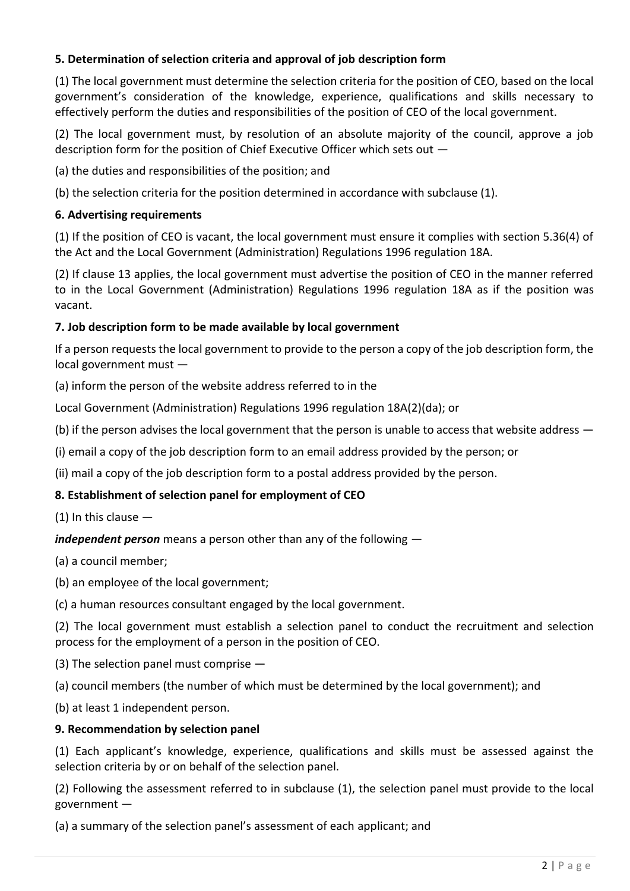**5. Determination of selection criteria and approval of job description form**

(1) The local government must determine the selection criteria for the position of CEO, based on the local government's consideration of the knowledge, experience, qualifications and skills necessary to effectively perform the duties and responsibilities of the position of CEO of the local government.

(2) The local government must, by resolution of an absolute majority of the council, approve a job description form for the position of Chief Executive Officer which sets out —

(a) the duties and responsibilities of the position; and

(b) the selection criteria for the position determined in accordance with subclause (1).

**6. Advertising requirements**

(1) If the position of CEO is vacant, the local government must ensure it complies with section 5.36(4) of the Act and the Local Government (Administration) Regulations 1996 regulation 18A.

(2) If clause 13 applies, the local government must advertise the position of CEO in the manner referred to in the Local Government (Administration) Regulations 1996 regulation 18A as if the position was vacant.

**7. Job description form to be made available by local government**

If a person requests the local government to provide to the person a copy of the job description form, the local government must —

(a) inform the person of the website address referred to in the

Local Government (Administration) Regulations 1996 regulation 18A(2)(da); or

(b) if the person advises the local government that the person is unable to access that website address —

(i) email a copy of the job description form to an email address provided by the person; or

(ii) mail a copy of the job description form to a postal address provided by the person.

**8. Establishment of selection panel for employment of CEO**

(1) In this clause —

***independent person*** means a person other than any of the following —

(a) a council member;

(b) an employee of the local government;

(c) a human resources consultant engaged by the local government.

(2) The local government must establish a selection panel to conduct the recruitment and selection process for the employment of a person in the position of CEO.

(3) The selection panel must comprise —

(a) council members (the number of which must be determined by the local government); and

(b) at least 1 independent person.

**9. Recommendation by selection panel**

(1) Each applicant's knowledge, experience, qualifications and skills must be assessed against the selection criteria by or on behalf of the selection panel.

(2) Following the assessment referred to in subclause (1), the selection panel must provide to the local government —

(a) a summary of the selection panel's assessment of each applicant; and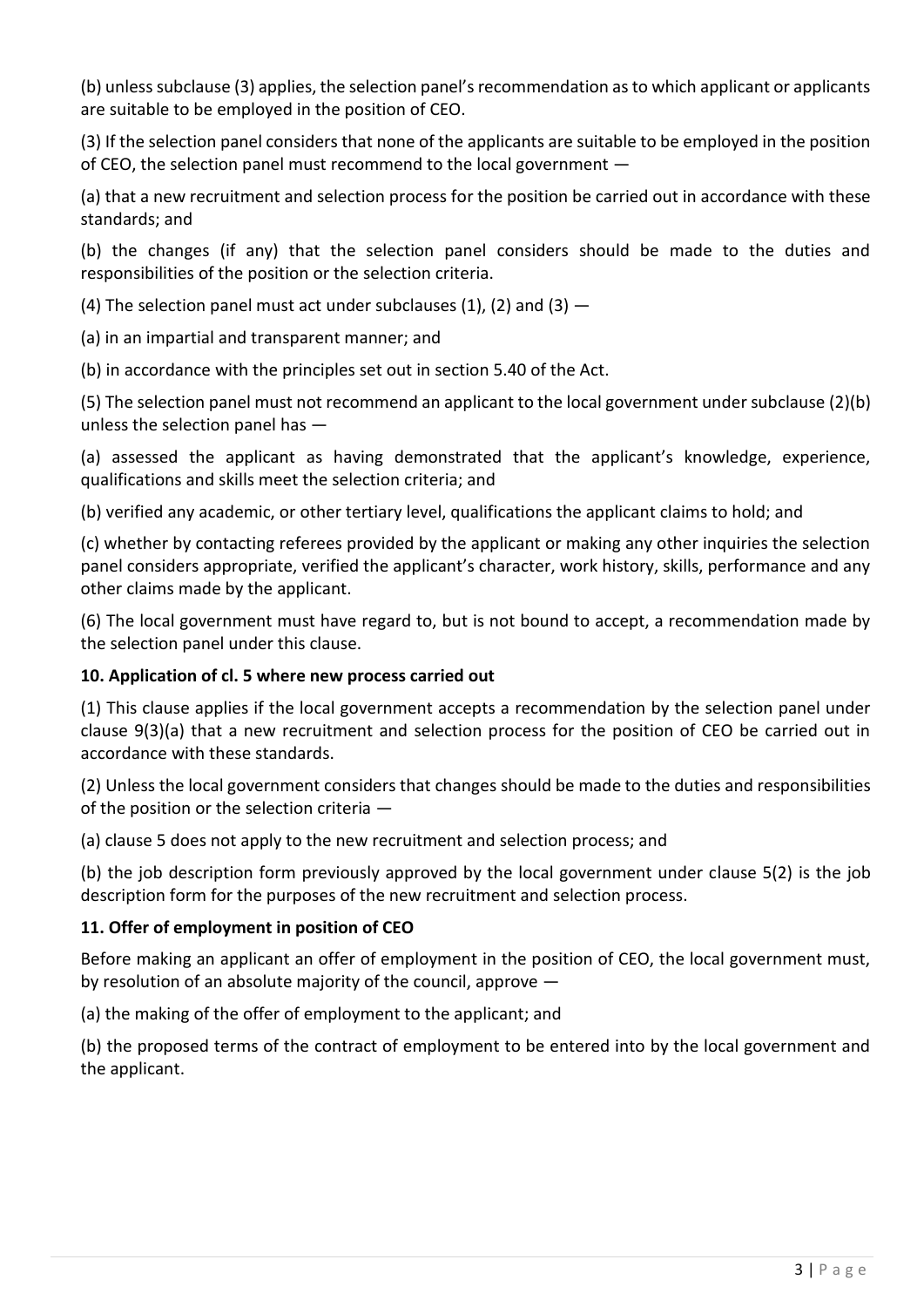(b) unless subclause (3) applies, the selection panel's recommendation as to which applicant or applicants are suitable to be employed in the position of CEO.

(3) If the selection panel considers that none of the applicants are suitable to be employed in the position of CEO, the selection panel must recommend to the local government —

(a) that a new recruitment and selection process for the position be carried out in accordance with these standards; and

(b) the changes (if any) that the selection panel considers should be made to the duties and responsibilities of the position or the selection criteria.

(4) The selection panel must act under subclauses (1), (2) and (3) —

(a) in an impartial and transparent manner; and

(b) in accordance with the principles set out in section 5.40 of the Act.

(5) The selection panel must not recommend an applicant to the local government under subclause (2)(b) unless the selection panel has —

(a) assessed the applicant as having demonstrated that the applicant's knowledge, experience, qualifications and skills meet the selection criteria; and

(b) verified any academic, or other tertiary level, qualifications the applicant claims to hold; and

(c) whether by contacting referees provided by the applicant or making any other inquiries the selection panel considers appropriate, verified the applicant's character, work history, skills, performance and any other claims made by the applicant.

(6) The local government must have regard to, but is not bound to accept, a recommendation made by the selection panel under this clause.

**10. Application of cl. 5 where new process carried out**

(1) This clause applies if the local government accepts a recommendation by the selection panel under clause 9(3)(a) that a new recruitment and selection process for the position of CEO be carried out in accordance with these standards.

(2) Unless the local government considers that changes should be made to the duties and responsibilities of the position or the selection criteria —

(a) clause 5 does not apply to the new recruitment and selection process; and

(b) the job description form previously approved by the local government under clause 5(2) is the job description form for the purposes of the new recruitment and selection process.

**11. Offer of employment in position of CEO**

Before making an applicant an offer of employment in the position of CEO, the local government must, by resolution of an absolute majority of the council, approve —

(a) the making of the offer of employment to the applicant; and

(b) the proposed terms of the contract of employment to be entered into by the local government and the applicant.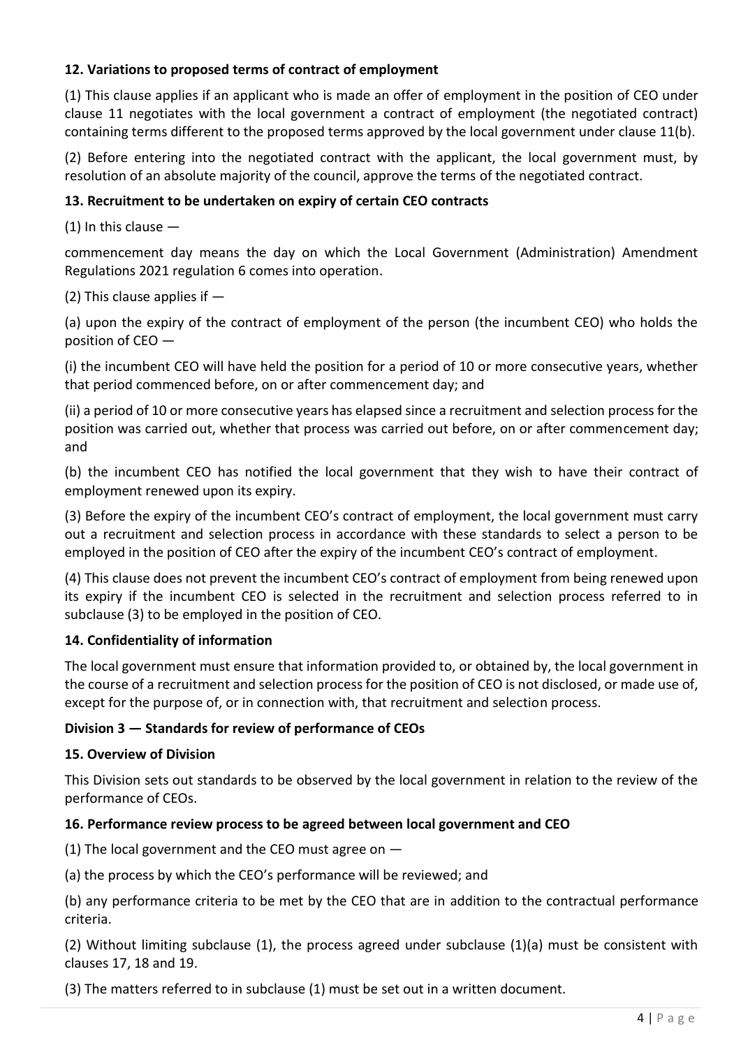**12. Variations to proposed terms of contract of employment**

(1) This clause applies if an applicant who is made an offer of employment in the position of CEO under clause 11 negotiates with the local government a contract of employment (the negotiated contract) containing terms different to the proposed terms approved by the local government under clause 11(b).

(2) Before entering into the negotiated contract with the applicant, the local government must, by resolution of an absolute majority of the council, approve the terms of the negotiated contract.

**13. Recruitment to be undertaken on expiry of certain CEO contracts**

(1) In this clause —

commencement day means the day on which the Local Government (Administration) Amendment Regulations 2021 regulation 6 comes into operation.

(2) This clause applies if —

(a) upon the expiry of the contract of employment of the person (the incumbent CEO) who holds the position of CEO —

(i) the incumbent CEO will have held the position for a period of 10 or more consecutive years, whether that period commenced before, on or after commencement day; and

(ii) a period of 10 or more consecutive years has elapsed since a recruitment and selection process for the position was carried out, whether that process was carried out before, on or after commencement day; and

(b) the incumbent CEO has notified the local government that they wish to have their contract of employment renewed upon its expiry.

(3) Before the expiry of the incumbent CEO's contract of employment, the local government must carry out a recruitment and selection process in accordance with these standards to select a person to be employed in the position of CEO after the expiry of the incumbent CEO's contract of employment.

(4) This clause does not prevent the incumbent CEO's contract of employment from being renewed upon its expiry if the incumbent CEO is selected in the recruitment and selection process referred to in subclause (3) to be employed in the position of CEO.

**14. Confidentiality of information**

The local government must ensure that information provided to, or obtained by, the local government in the course of a recruitment and selection process for the position of CEO is not disclosed, or made use of, except for the purpose of, or in connection with, that recruitment and selection process.

**Division 3 — Standards for review of performance of CEOs**

**15. Overview of Division**

This Division sets out standards to be observed by the local government in relation to the review of the performance of CEOs.

**16. Performance review process to be agreed between local government and CEO**

(1) The local government and the CEO must agree on —

(a) the process by which the CEO's performance will be reviewed; and

(b) any performance criteria to be met by the CEO that are in addition to the contractual performance criteria.

(2) Without limiting subclause (1), the process agreed under subclause (1)(a) must be consistent with clauses 17, 18 and 19.

(3) The matters referred to in subclause (1) must be set out in a written document.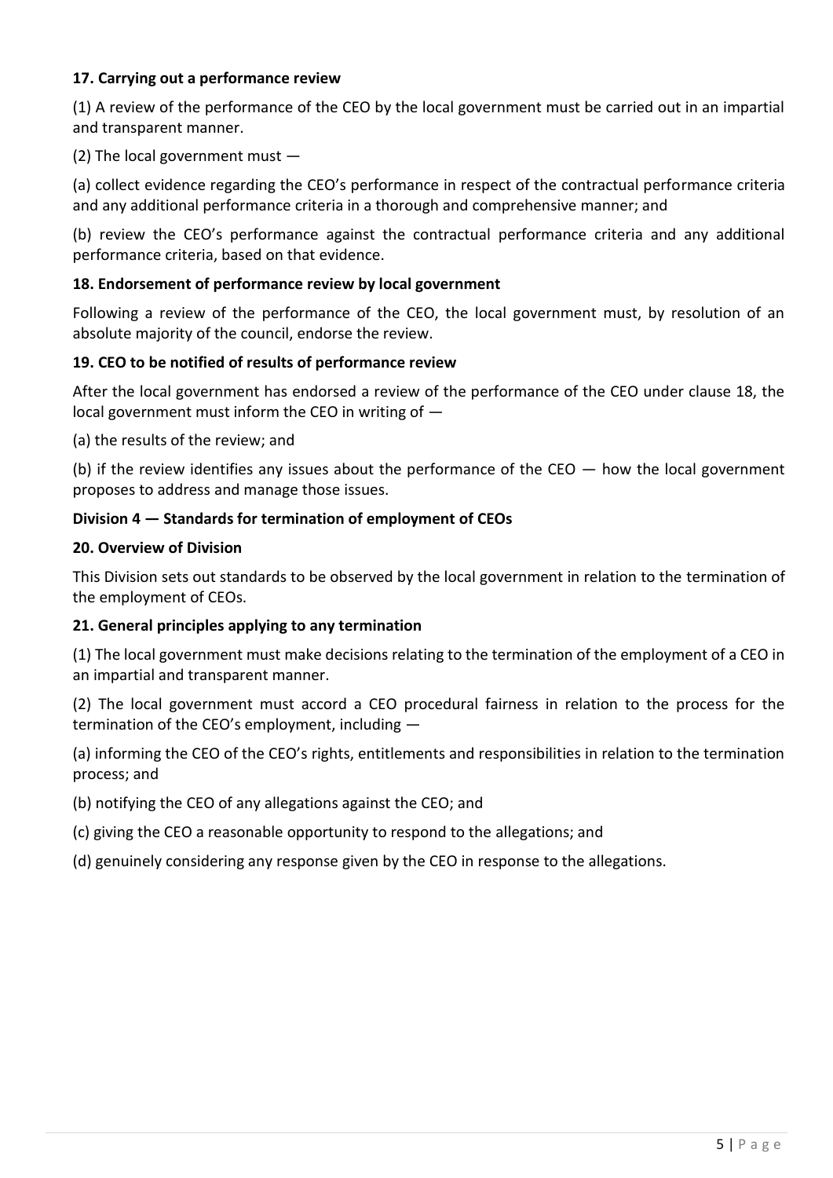**17. Carrying out a performance review**

(1) A review of the performance of the CEO by the local government must be carried out in an impartial and transparent manner.

(2) The local government must —

(a) collect evidence regarding the CEO's performance in respect of the contractual performance criteria and any additional performance criteria in a thorough and comprehensive manner; and

(b) review the CEO's performance against the contractual performance criteria and any additional performance criteria, based on that evidence.

**18. Endorsement of performance review by local government**

Following a review of the performance of the CEO, the local government must, by resolution of an absolute majority of the council, endorse the review.

**19. CEO to be notified of results of performance review**

After the local government has endorsed a review of the performance of the CEO under clause 18, the local government must inform the CEO in writing of —

(a) the results of the review; and

(b) if the review identifies any issues about the performance of the CEO — how the local government proposes to address and manage those issues.

**Division 4 — Standards for termination of employment of CEOs**

**20. Overview of Division**

This Division sets out standards to be observed by the local government in relation to the termination of the employment of CEOs.

**21. General principles applying to any termination**

(1) The local government must make decisions relating to the termination of the employment of a CEO in an impartial and transparent manner.

(2) The local government must accord a CEO procedural fairness in relation to the process for the termination of the CEO's employment, including —

(a) informing the CEO of the CEO's rights, entitlements and responsibilities in relation to the termination process; and

(b) notifying the CEO of any allegations against the CEO; and

(c) giving the CEO a reasonable opportunity to respond to the allegations; and

(d) genuinely considering any response given by the CEO in response to the allegations.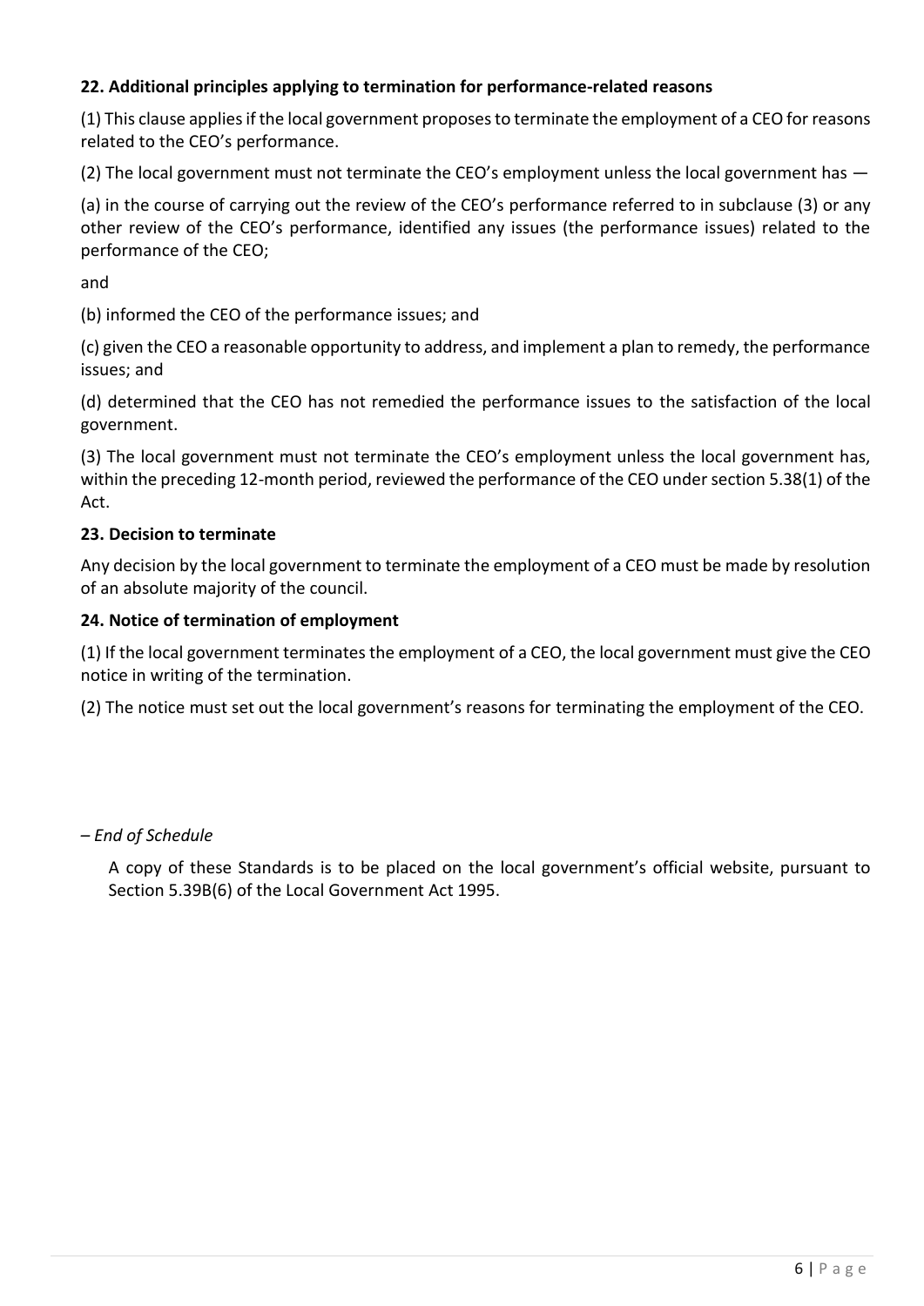**22. Additional principles applying to termination for performance-related reasons**

(1) This clause applies if the local government proposes to terminate the employment of a CEO for reasons related to the CEO's performance.

(2) The local government must not terminate the CEO's employment unless the local government has —

(a) in the course of carrying out the review of the CEO's performance referred to in subclause (3) or any other review of the CEO's performance, identified any issues (the performance issues) related to the performance of the CEO;

and

(b) informed the CEO of the performance issues; and

(c) given the CEO a reasonable opportunity to address, and implement a plan to remedy, the performance issues; and

(d) determined that the CEO has not remedied the performance issues to the satisfaction of the local government.

(3) The local government must not terminate the CEO's employment unless the local government has, within the preceding 12-month period, reviewed the performance of the CEO under section 5.38(1) of the Act.

**23. Decision to terminate**

Any decision by the local government to terminate the employment of a CEO must be made by resolution of an absolute majority of the council.

**24. Notice of termination of employment**

(1) If the local government terminates the employment of a CEO, the local government must give the CEO notice in writing of the termination.

(2) The notice must set out the local government's reasons for terminating the employment of the CEO.

*– End of Schedule*

A copy of these Standards is to be placed on the local government's official website, pursuant to Section 5.39B(6) of the Local Government Act 1995.